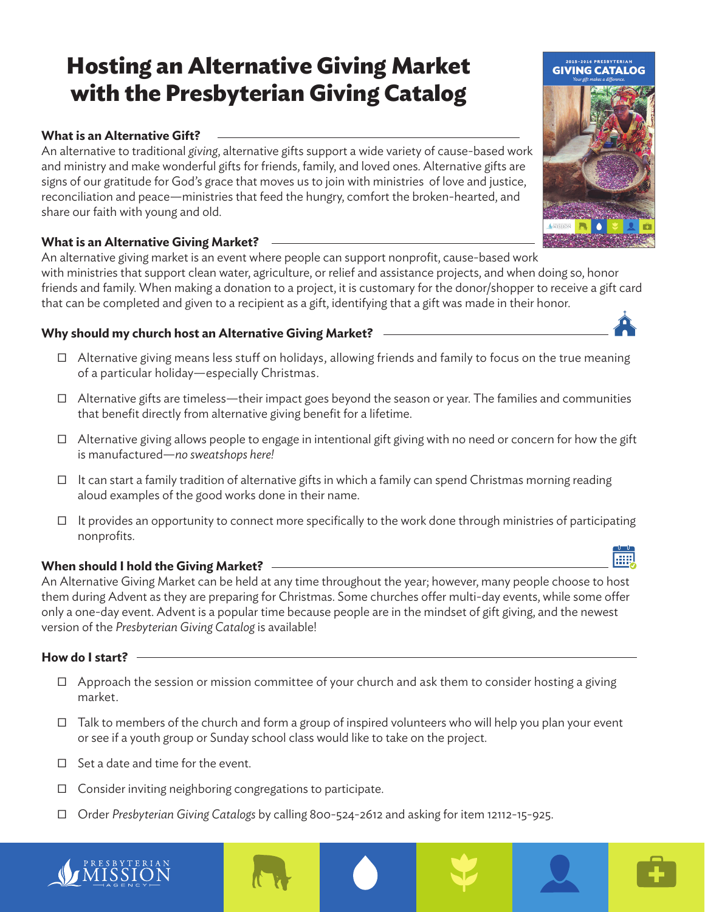# Hosting an Alternative Giving Market with the Presbyterian Giving Catalog

### What is an Alternative Gift?

An alternative to traditional *giving*, alternative gifts support a wide variety of cause-based work and ministry and make wonderful gifts for friends, family, and loved ones. Alternative gifts are signs of our gratitude for God's grace that moves us to join with ministries of love and justice, reconciliation and peace—ministries that feed the hungry, comfort the broken-hearted, and share our faith with young and old.

### What is an Alternative Giving Market?

An alternative giving market is an event where people can support nonprofit, cause-based work with ministries that support clean water, agriculture, or relief and assistance projects, and when doing so, honor friends and family. When making a donation to a project, it is customary for the donor/shopper to receive a gift card that can be completed and given to a recipient as a gift, identifying that a gift was made in their honor.

### Why should my church host an Alternative Giving Market?

- ☐ Alternative giving means less stuff on holidays, allowing friends and family to focus on the true meaning of a particular holiday—especially Christmas.
- ☐ Alternative gifts are timeless—their impact goes beyond the season or year. The families and communities that benefit directly from alternative giving benefit for a lifetime.
- ☐ Alternative giving allows people to engage in intentional gift giving with no need or concern for how the gift is manufactured—*no sweatshops here!*
- ☐ It can start a family tradition of alternative gifts in which a family can spend Christmas morning reading aloud examples of the good works done in their name.
- ☐ It provides an opportunity to connect more specifically to the work done through ministries of participating nonprofits.

### When should I hold the Giving Market?

An Alternative Giving Market can be held at any time throughout the year; however, many people choose to host them during Advent as they are preparing for Christmas. Some churches offer multi-day events, while some offer only a one-day event. Advent is a popular time because people are in the mindset of gift giving, and the newest version of the *Presbyterian Giving Catalog* is available!

### How do I start?

- ☐ Approach the session or mission committee of your church and ask them to consider hosting a giving market.
- ☐ Talk to members of the church and form a group of inspired volunteers who will help you plan your event or see if a youth group or Sunday school class would like to take on the project.
- ☐ Set a date and time for the event.
- ☐ Consider inviting neighboring congregations to participate.
- ☐ Order *Presbyterian Giving Catalogs* by calling 800-524-2612 and asking for item 12112-15-925.

PRESBYTERIAN MISSION AGENCY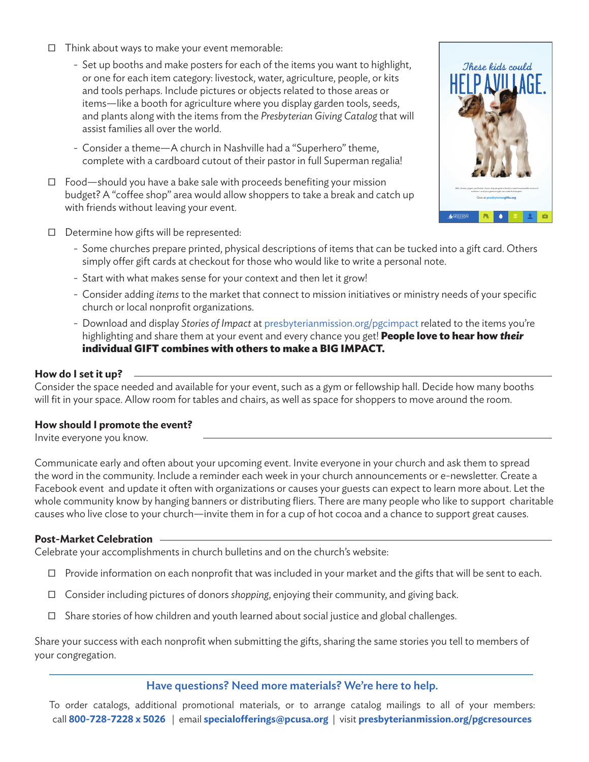- ☐ Think about ways to make your event memorable:
  - Set up booths and make posters for each of the items you want to highlight, or one for each item category: livestock, water, agriculture, people, or kits and tools perhaps. Include pictures or objects related to those areas or items—like a booth for agriculture where you display garden tools, seeds, and plants along with the items from the *Presbyterian Giving Catalog* that will assist families all over the world.
  - Consider a theme—A church in Nashville had a "Superhero" theme, complete with a cardboard cutout of their pastor in full Superman regalia!
- ☐ Food—should you have a bake sale with proceeds benefiting your mission budget? A "coffee shop" area would allow shoppers to take a break and catch up with friends without leaving your event.
- ☐ Determine how gifts will be represented:
  - Some churches prepare printed, physical descriptions of items that can be tucked into a gift card. Others simply offer gift cards at checkout for those who would like to write a personal note.
  - Start with what makes sense for your context and then let it grow!
  - Consider adding *items* to the market that connect to mission initiatives or ministry needs of your specific church or local nonprofit organizations.
  - Download and display *Stories of Impact* at presbyterianmission.org/pgcimpact related to the items you're highlighting and share them at your event and every chance you get! **People love to hear how *their* individual GIFT combines with others to make a BIG IMPACT.**

**How do I set it up?**

Consider the space needed and available for your event, such as a gym or fellowship hall. Decide how many booths will fit in your space. Allow room for tables and chairs, as well as space for shoppers to move around the room.

**How should I promote the event?**

Invite everyone you know.

Communicate early and often about your upcoming event. Invite everyone in your church and ask them to spread the word in the community. Include a reminder each week in your church announcements or e-newsletter. Create a Facebook event and update it often with organizations or causes your guests can expect to learn more about. Let the whole community know by hanging banners or distributing fliers. There are many people who like to support charitable causes who live close to your church—invite them in for a cup of hot cocoa and a chance to support great causes.

**Post-Market Celebration**

Celebrate your accomplishments in church bulletins and on the church's website:

- ☐ Provide information on each nonprofit that was included in your market and the gifts that will be sent to each.
- ☐ Consider including pictures of donors *shopping*, enjoying their community, and giving back.
- ☐ Share stories of how children and youth learned about social justice and global challenges.

Share your success with each nonprofit when submitting the gifts, sharing the same stories you tell to members of your congregation.

**Have questions? Need more materials? We're here to help.**

To order catalogs, additional promotional materials, or to arrange catalog mailings to all of your members: call **800-728-7228 x 5026** | email **specialofferings@pcusa.org** | visit **presbyterianmission.org/pgcresources**